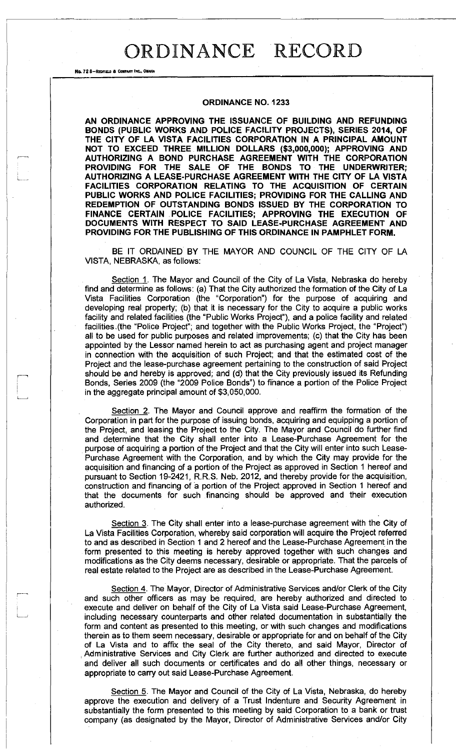# ORDINANCE RECORD

No. 72 8—REDFIELD & COMPANY INC., OMAHA

## ORDINANCE NO. 1233

**AN ORDINANCE APPROVING THE ISSUANCE OF BUILDING AND REFUNDING BONDS (PUBLIC WORKS AND POLICE FACILITY PROJECTS), SERIES 2014, OF THE CITY OF LA VISTA FACILITIES CORPORATION IN A PRINCIPAL AMOUNT NOT TO EXCEED THREE MILLION DOLLARS ($3,000,000); APPROVING AND AUTHORIZING A BOND PURCHASE AGREEMENT WITH THE CORPORATION PROVIDING FOR THE SALE OF THE BONDS TO THE UNDERWRITER; AUTHORIZING A LEASE-PURCHASE AGREEMENT WITH THE CITY OF LA VISTA FACILITIES CORPORATION RELATING TO THE ACQUISITION OF CERTAIN PUBLIC WORKS AND POLICE FACILITIES; PROVIDING FOR THE CALLING AND REDEMPTION OF OUTSTANDING BONDS ISSUED BY THE CORPORATION TO FINANCE CERTAIN POLICE FACILITIES; APPROVING THE EXECUTION OF DOCUMENTS WITH RESPECT TO SAID LEASE-PURCHASE AGREEMENT AND PROVIDING FOR THE PUBLISHING OF THIS ORDINANCE IN PAMPHLET FORM.**

BE IT ORDAINED BY THE MAYOR AND COUNCIL OF THE CITY OF LA VISTA, NEBRASKA, as follows:

Section 1. The Mayor and Council of the City of La Vista, Nebraska do hereby find and determine as follows: (a) That the City authorized the formation of the City of La Vista Facilities Corporation (the "Corporation") for the purpose of acquiring and developing real property; (b) that it is necessary for the City to acquire a public works facility and related facilities (the "Public Works Project"), and a police facility and related facilities (the "Police Project"; and together with the Public Works Project, the "Project") all to be used for public purposes and related improvements; (c) that the City has been appointed by the Lessor named herein to act as purchasing agent and project manager in connection with the acquisition of such Project; and that the estimated cost of the Project and the lease-purchase agreement pertaining to the construction of said Project should be and hereby is approved; and (d) that the City previously issued its Refunding Bonds, Series 2009 (the "2009 Police Bonds") to finance a portion of the Police Project in the aggregate principal amount of $3,050,000.

Section 2. The Mayor and Council approve and reaffirm the formation of the Corporation in part for the purpose of issuing bonds, acquiring and equipping a portion of the Project, and leasing the Project to the City. The Mayor and Council do further find and determine that the City shall enter into a Lease-Purchase Agreement for the purpose of acquiring a portion of the Project and that the City will enter into such Lease-Purchase Agreement with the Corporation, and by which the City may provide for the acquisition and financing of a portion of the Project as approved in Section 1 hereof and pursuant to Section 19-2421, R.R.S. Neb. 2012, and thereby provide for the acquisition, construction and financing of a portion of the Project approved in Section 1 hereof and that the documents for such financing should be approved and their execution authorized.

Section 3. The City shall enter into a lease-purchase agreement with the City of La Vista Facilities Corporation, whereby said corporation will acquire the Project referred to and as described in Section 1 and 2 hereof and the Lease-Purchase Agreement in the form presented to this meeting is hereby approved together with such changes and modifications as the City deems necessary, desirable or appropriate. That the parcels of real estate related to the Project are as described in the Lease-Purchase Agreement.

Section 4. The Mayor, Director of Administrative Services and/or Clerk of the City and such other officers as may be required, are hereby authorized and directed to execute and deliver on behalf of the City of La Vista said Lease-Purchase Agreement, including necessary counterparts and other related documentation in substantially the form and content as presented to this meeting, or with such changes and modifications therein as to them seem necessary, desirable or appropriate for and on behalf of the City of La Vista and to affix the seal of the City thereto, and said Mayor, Director of Administrative Services and City Clerk are further authorized and directed to execute and deliver all such documents or certificates and do all other things, necessary or appropriate to carry out said Lease-Purchase Agreement.

Section 5. The Mayor and Council of the City of La Vista, Nebraska, do hereby approve the execution and delivery of a Trust Indenture and Security Agreement in substantially the form presented to this meeting by said Corporation to a bank or trust company (as designated by the Mayor, Director of Administrative Services and/or City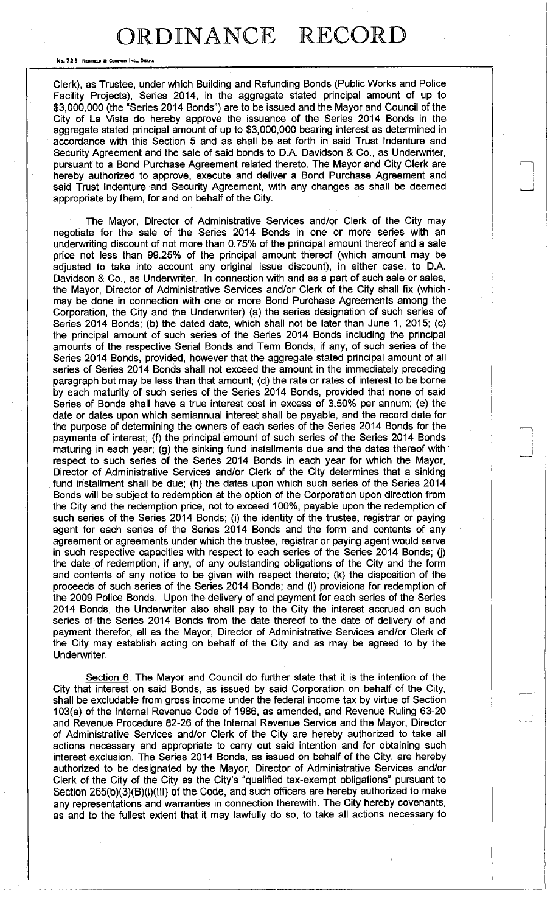Clerk), as Trustee, under which Building and Refunding Bonds (Public Works and Police Facility Projects), Series 2014, in the aggregate stated principal amount of up to $3,000,000 (the "Series 2014 Bonds") are to be issued and the Mayor and Council of the City of La Vista do hereby approve the issuance of the Series 2014 Bonds in the aggregate stated principal amount of up to $3,000,000 bearing interest as determined in accordance with this Section 5 and as shall be set forth in said Trust Indenture and Security Agreement and the sale of said bonds to D.A. Davidson & Co., as Underwriter, pursuant to a Bond Purchase Agreement related thereto. The Mayor and City Clerk are hereby authorized to approve, execute and deliver a Bond Purchase Agreement and said Trust Indenture and Security Agreement, with any changes as shall be deemed appropriate by them, for and on behalf of the City.

The Mayor, Director of Administrative Services and/or Clerk of the City may negotiate for the sale of the Series 2014 Bonds in one or more series with an underwriting discount of not more than 0.75% of the principal amount thereof and a sale price not less than 99.25% of the principal amount thereof (which amount may be adjusted to take into account any original issue discount), in either case, to D.A. Davidson & Co., as Underwriter. In connection with and as a part of such sale or sales, the Mayor, Director of Administrative Services and/or Clerk of the City shall fix (which may be done in connection with one or more Bond Purchase Agreements among the Corporation, the City and the Underwriter) (a) the series designation of such series of Series 2014 Bonds; (b) the dated date, which shall not be later than June 1, 2015; (c) the principal amount of such series of the Series 2014 Bonds including the principal amounts of the respective Serial Bonds and Term Bonds, if any, of such series of the Series 2014 Bonds, provided, however that the aggregate stated principal amount of all series of Series 2014 Bonds shall not exceed the amount in the immediately preceding paragraph but may be less than that amount; (d) the rate or rates of interest to be borne by each maturity of such series of the Series 2014 Bonds, provided that none of said Series of Bonds shall have a true interest cost in excess of 3.50% per annum; (e) the date or dates upon which semiannual interest shall be payable, and the record date for the purpose of determining the owners of each series of the Series 2014 Bonds for the payments of interest; (f) the principal amount of such series of the Series 2014 Bonds maturing in each year; (g) the sinking fund installments due and the dates thereof with respect to such series of the Series 2014 Bonds in each year for which the Mayor, Director of Administrative Services and/or Clerk of the City determines that a sinking fund installment shall be due; (h) the dates upon which such series of the Series 2014 Bonds will be subject to redemption at the option of the Corporation upon direction from the City and the redemption price, not to exceed 100%, payable upon the redemption of such series of the Series 2014 Bonds; (i) the identity of the trustee, registrar or paying agent for each series of the Series 2014 Bonds and the form and contents of any agreement or agreements under which the trustee, registrar or paying agent would serve in such respective capacities with respect to each series of the Series 2014 Bonds; (j) the date of redemption, if any, of any outstanding obligations of the City and the form and contents of any notice to be given with respect thereto; (k) the disposition of the proceeds of such series of the Series 2014 Bonds; and (l) provisions for redemption of the 2009 Police Bonds. Upon the delivery of and payment for each series of the Series 2014 Bonds, the Underwriter also shall pay to the City the interest accrued on such series of the Series 2014 Bonds from the date thereof to the date of delivery of and payment therefor, all as the Mayor, Director of Administrative Services and/or Clerk of the City may establish acting on behalf of the City and as may be agreed to by the Underwriter.

Section 6. The Mayor and Council do further state that it is the intention of the City that interest on said Bonds, as issued by said Corporation on behalf of the City, shall be excludable from gross income under the federal income tax by virtue of Section 103(a) of the Internal Revenue Code of 1986, as amended, and Revenue Ruling 63-20 and Revenue Procedure 82-26 of the Internal Revenue Service and the Mayor, Director of Administrative Services and/or Clerk of the City are hereby authorized to take all actions necessary and appropriate to carry out said intention and for obtaining such interest exclusion. The Series 2014 Bonds, as issued on behalf of the City, are hereby authorized to be designated by the Mayor, Director of Administrative Services and/or Clerk of the City of the City as the City's "qualified tax-exempt obligations" pursuant to Section 265(b)(3)(B)(i)(III) of the Code, and such officers are hereby authorized to make any representations and warranties in connection therewith. The City hereby covenants, as and to the fullest extent that it may lawfully do so, to take all actions necessary to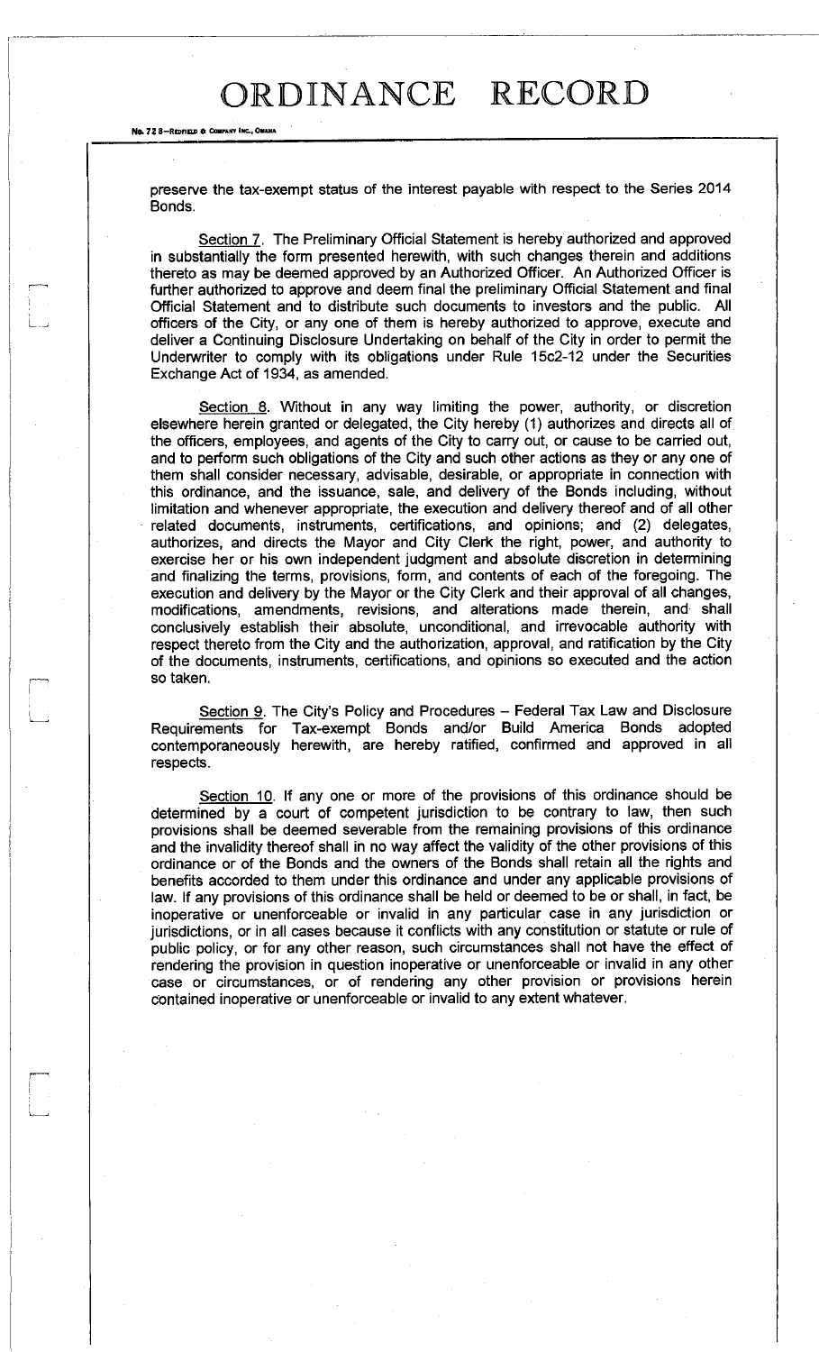preserve the tax-exempt status of the interest payable with respect to the Series 2014 Bonds.

Section 7. The Preliminary Official Statement is hereby authorized and approved in substantially the form presented herewith, with such changes therein and additions thereto as may be deemed approved by an Authorized Officer. An Authorized Officer is further authorized to approve and deem final the preliminary Official Statement and final Official Statement and to distribute such documents to investors and the public. All officers of the City, or any one of them is hereby authorized to approve, execute and deliver a Continuing Disclosure Undertaking on behalf of the City in order to permit the Underwriter to comply with its obligations under Rule 15c2-12 under the Securities Exchange Act of 1934, as amended.

Section 8. Without in any way limiting the power, authority, or discretion elsewhere herein granted or delegated, the City hereby (1) authorizes and directs all of the officers, employees, and agents of the City to carry out, or cause to be carried out, and to perform such obligations of the City and such other actions as they or any one of them shall consider necessary, advisable, desirable, or appropriate in connection with this ordinance, and the issuance, sale, and delivery of the Bonds including, without limitation and whenever appropriate, the execution and delivery thereof and of all other related documents, instruments, certifications, and opinions; and (2) delegates, authorizes, and directs the Mayor and City Clerk the right, power, and authority to exercise her or his own independent judgment and absolute discretion in determining and finalizing the terms, provisions, form, and contents of each of the foregoing. The execution and delivery by the Mayor or the City Clerk and their approval of all changes, modifications, amendments, revisions, and alterations made therein, and shall conclusively establish their absolute, unconditional, and irrevocable authority with respect thereto from the City and the authorization, approval, and ratification by the City of the documents, instruments, certifications, and opinions so executed and the action so taken.

Section 9. The City's Policy and Procedures – Federal Tax Law and Disclosure Requirements for Tax-exempt Bonds and/or Build America Bonds adopted contemporaneously herewith, are hereby ratified, confirmed and approved in all respects.

Section 10. If any one or more of the provisions of this ordinance should be determined by a court of competent jurisdiction to be contrary to law, then such provisions shall be deemed severable from the remaining provisions of this ordinance and the invalidity thereof shall in no way affect the validity of the other provisions of this ordinance or of the Bonds and the owners of the Bonds shall retain all the rights and benefits accorded to them under this ordinance and under any applicable provisions of law. If any provisions of this ordinance shall be held or deemed to be or shall, in fact, be inoperative or unenforceable or invalid in any particular case in any jurisdiction or jurisdictions, or in all cases because it conflicts with any constitution or statute or rule of public policy, or for any other reason, such circumstances shall not have the effect of rendering the provision in question inoperative or unenforceable or invalid in any other case or circumstances, or of rendering any other provision or provisions herein contained inoperative or unenforceable or invalid to any extent whatever.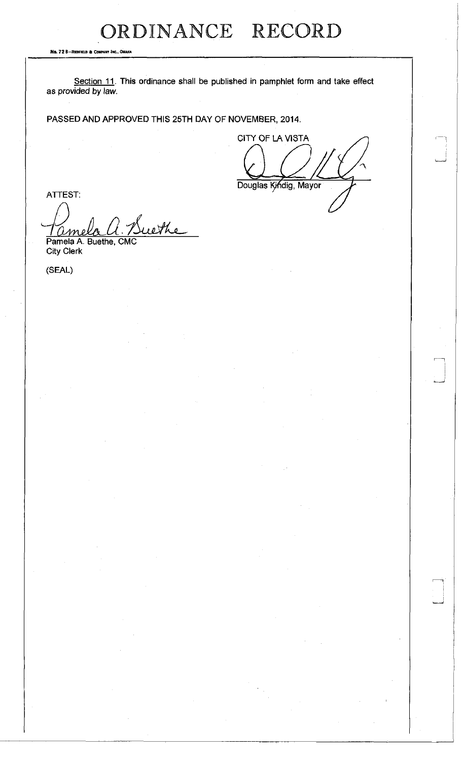Section 11. This ordinance shall be published in pamphlet form and take effect as provided by law.

PASSED AND APPROVED THIS 25TH DAY OF NOVEMBER, 2014.

CITY OF LA VISTA

Douglas Kindig, Mayor

ATTEST:

Pamela A. Buethe, CMC
City Clerk

(SEAL)